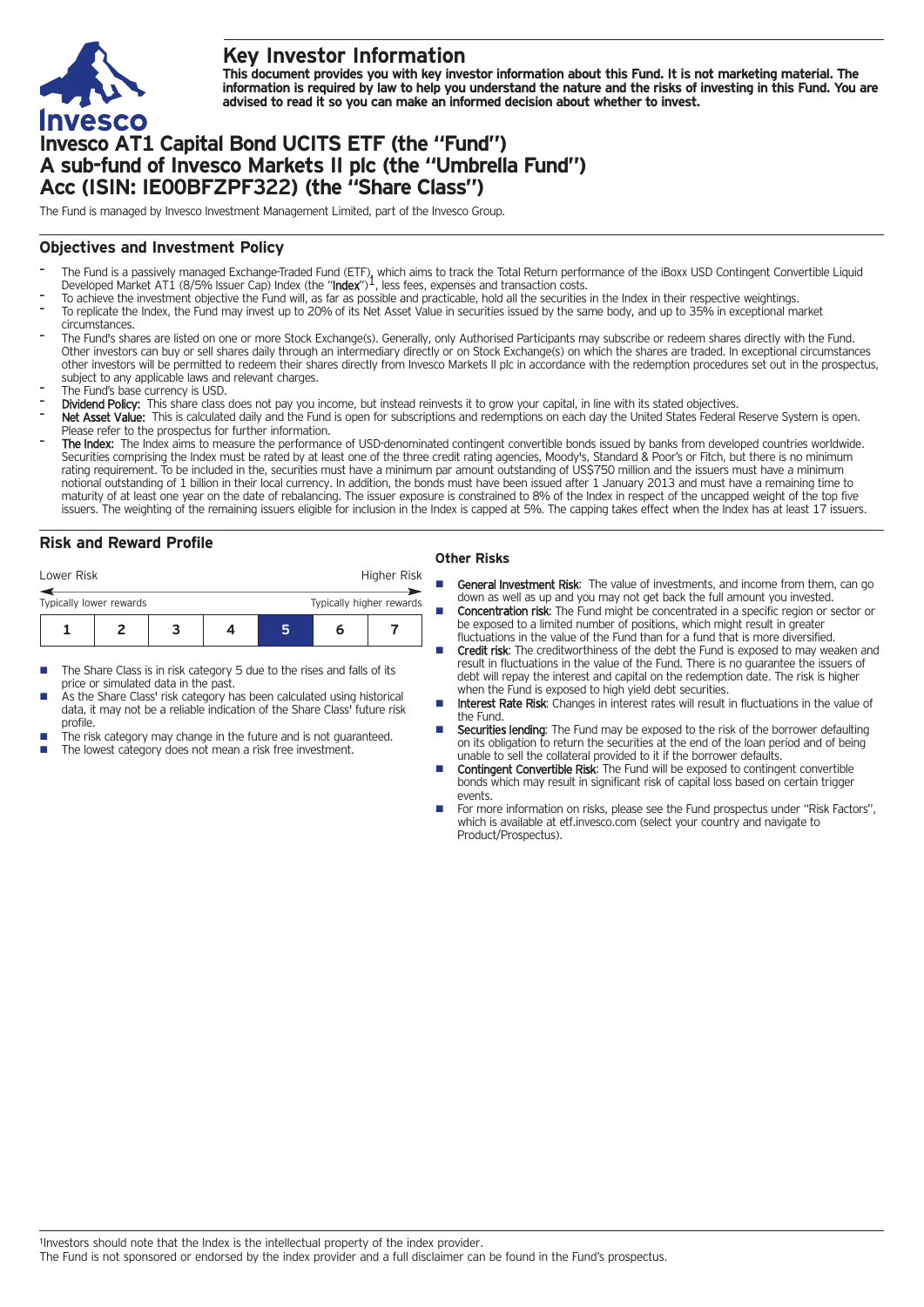# Key Investor Information

**This document provides you with key investor information about this Fund. It is not marketing material. The information is required by law to help you understand the nature and the risks of investing in this Fund. You are advised to read it so you can make an informed decision about whether to invest.**

# Invesco AT1 Capital Bond UCITS ETF (the "Fund")
# A sub-fund of Invesco Markets II plc (the "Umbrella Fund")
# Acc (ISIN: IE00BFZPF322) (the "Share Class")

The Fund is managed by Invesco Investment Management Limited, part of the Invesco Group.

## Objectives and Investment Policy

- The Fund is a passively managed Exchange-Traded Fund (ETF), which aims to track the Total Return performance of the iBoxx USD Contingent Convertible Liquid Developed Market AT1 (8/5% Issuer Cap) Index (the "**Index**")[1], less fees, expenses and transaction costs.
- To achieve the investment objective the Fund will, as far as possible and practicable, hold all the securities in the Index in their respective weightings.
- To replicate the Index, the Fund may invest up to 20% of its Net Asset Value in securities issued by the same body, and up to 35% in exceptional market circumstances.
- The Fund's shares are listed on one or more Stock Exchange(s). Generally, only Authorised Participants may subscribe or redeem shares directly with the Fund. Other investors can buy or sell shares daily through an intermediary directly or on Stock Exchange(s) on which the shares are traded. In exceptional circumstances other investors will be permitted to redeem their shares directly from Invesco Markets II plc in accordance with the redemption procedures set out in the prospectus, subject to any applicable laws and relevant charges.
- The Fund's base currency is USD.
- **Dividend Policy:** This share class does not pay you income, but instead reinvests it to grow your capital, in line with its stated objectives.
- **Net Asset Value:** This is calculated daily and the Fund is open for subscriptions and redemptions on each day the United States Federal Reserve System is open. Please refer to the prospectus for further information.
- **The Index:** The Index aims to measure the performance of USD-denominated contingent convertible bonds issued by banks from developed countries worldwide. Securities comprising the Index must be rated by at least one of the three credit rating agencies, Moody's, Standard & Poor's or Fitch, but there is no minimum rating requirement. To be included in the, securities must have a minimum par amount outstanding of US$750 million and the issuers must have a minimum notional outstanding of 1 billion in their local currency. In addition, the bonds must have been issued after 1 January 2013 and must have a remaining time to maturity of at least one year on the date of rebalancing. The issuer exposure is constrained to 8% of the Index in respect of the uncapped weight of the top five issuers. The weighting of the remaining issuers eligible for inclusion in the Index is capped at 5%. The capping takes effect when the Index has at least 17 issuers.

## Risk and Reward Profile

Lower Risk — Higher Risk

Typically lower rewards — Typically higher rewards

| 1 | 2 | 3 | 4 | **5** | 6 | 7 |
|---|---|---|---|---|---|---|

- The Share Class is in risk category 5 due to the rises and falls of its price or simulated data in the past.
- As the Share Class' risk category has been calculated using historical data, it may not be a reliable indication of the Share Class' future risk profile.
- The risk category may change in the future and is not guaranteed.
- The lowest category does not mean a risk free investment.

### Other Risks

- **General Investment Risk**: The value of investments, and income from them, can go down as well as up and you may not get back the full amount you invested.
- **Concentration risk**: The Fund might be concentrated in a specific region or sector or be exposed to a limited number of positions, which might result in greater fluctuations in the value of the Fund than for a fund that is more diversified.
- **Credit risk**: The creditworthiness of the debt the Fund is exposed to may weaken and result in fluctuations in the value of the Fund. There is no guarantee the issuers of debt will repay the interest and capital on the redemption date. The risk is higher when the Fund is exposed to high yield debt securities.
- **Interest Rate Risk**: Changes in interest rates will result in fluctuations in the value of the Fund.
- **Securities lending**: The Fund may be exposed to the risk of the borrower defaulting on its obligation to return the securities at the end of the loan period and of being unable to sell the collateral provided to it if the borrower defaults.
- **Contingent Convertible Risk**: The Fund will be exposed to contingent convertible bonds which may result in significant risk of capital loss based on certain trigger events.
- For more information on risks, please see the Fund prospectus under "Risk Factors", which is available at etf.invesco.com (select your country and navigate to Product/Prospectus).

[1] Investors should note that the Index is the intellectual property of the index provider.
The Fund is not sponsored or endorsed by the index provider and a full disclaimer can be found in the Fund's prospectus.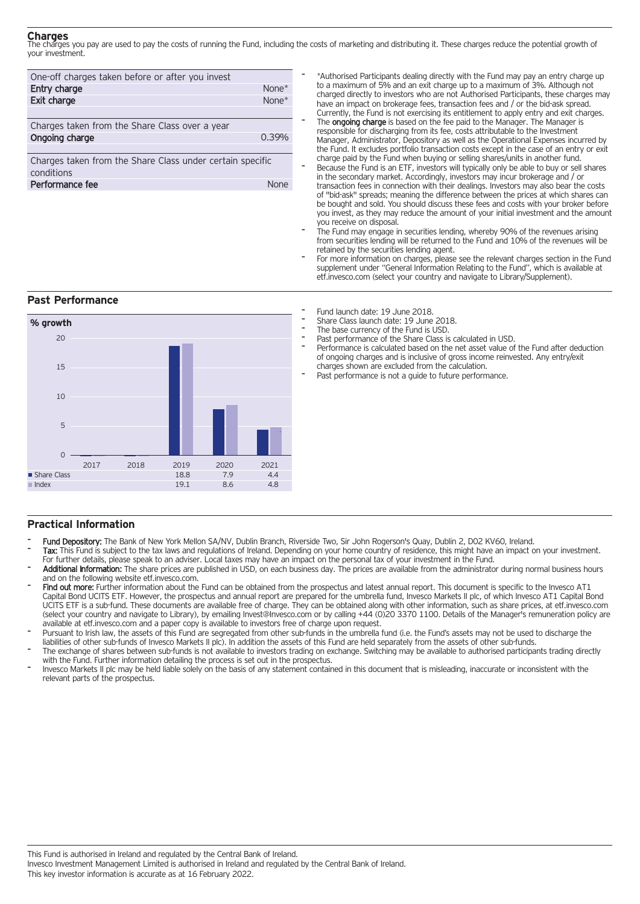## Charges

The charges you pay are used to pay the costs of running the Fund, including the costs of marketing and distributing it. These charges reduce the potential growth of your investment.

| | |
|---|---|
| One-off charges taken before or after you invest | |
| **Entry charge** | None* |
| **Exit charge** | None* |
| Charges taken from the Share Class over a year | |
| **Ongoing charge** | 0.39% |
| Charges taken from the Share Class under certain specific conditions | |
| **Performance fee** | None |

- *Authorised Participants dealing directly with the Fund may pay an entry charge up to a maximum of 5% and an exit charge up to a maximum of 3%. Although not charged directly to investors who are not Authorised Participants, these charges may have an impact on brokerage fees, transaction fees and / or the bid-ask spread. Currently, the Fund is not exercising its entitlement to apply entry and exit charges.
- The **ongoing charge** is based on the fee paid to the Manager. The Manager is responsible for discharging from its fee, costs attributable to the Investment Manager, Administrator, Depository as well as the Operational Expenses incurred by the Fund. It excludes portfolio transaction costs except in the case of an entry or exit charge paid by the Fund when buying or selling shares/units in another fund.
- Because the Fund is an ETF, investors will typically only be able to buy or sell shares in the secondary market. Accordingly, investors may incur brokerage and / or transaction fees in connection with their dealings. Investors may also bear the costs of "bid-ask" spreads; meaning the difference between the prices at which shares can be bought and sold. You should discuss these fees and costs with your broker before you invest, as they may reduce the amount of your initial investment and the amount you receive on disposal.
- The Fund may engage in securities lending, whereby 90% of the revenues arising from securities lending will be returned to the Fund and 10% of the revenues will be retained by the securities lending agent.
- For more information on charges, please see the relevant charges section in the Fund supplement under "General Information Relating to the Fund", which is available at etf.invesco.com (select your country and navigate to Library/Supplement).

## Past Performance

% growth

20
15
10
5
0

2017 2018 2019 2020 2021

Share Class 18.8 7.9 4.4

Index 19.1 8.6 4.8

- Fund launch date: 19 June 2018.
- Share Class launch date: 19 June 2018.
- The base currency of the Fund is USD.
- Past performance of the Share Class is calculated in USD.
- Performance is calculated based on the net asset value of the Fund after deduction of ongoing charges and is inclusive of gross income reinvested. Any entry/exit charges shown are excluded from the calculation.
- Past performance is not a guide to future performance.

## Practical Information

- **Fund Depository:** The Bank of New York Mellon SA/NV, Dublin Branch, Riverside Two, Sir John Rogerson's Quay, Dublin 2, D02 KV60, Ireland.
- **Tax:** This Fund is subject to the tax laws and regulations of Ireland. Depending on your home country of residence, this might have an impact on your investment. For further details, please speak to an adviser. Local taxes may have an impact on the personal tax of your investment in the Fund.
- **Additional Information:** The share prices are published in USD, on each business day. The prices are available from the administrator during normal business hours and on the following website etf.invesco.com.
- **Find out more:** Further information about the Fund can be obtained from the prospectus and latest annual report. This document is specific to the Invesco AT1 Capital Bond UCITS ETF. However, the prospectus and annual report are prepared for the umbrella fund, Invesco Markets II plc, of which Invesco AT1 Capital Bond UCITS ETF is a sub-fund. These documents are available free of charge. They can be obtained along with other information, such as share prices, at etf.invesco.com (select your country and navigate to Library), by emailing Invest@Invesco.com or by calling +44 (0)20 3370 1100. Details of the Manager's remuneration policy are available at etf.invesco.com and a paper copy is available to investors free of charge upon request.
- Pursuant to Irish law, the assets of this Fund are segregated from other sub-funds in the umbrella fund (i.e. the Fund's assets may not be used to discharge the liabilities of other sub-funds of Invesco Markets II plc). In addition the assets of this Fund are held separately from the assets of other sub-funds.
- The exchange of shares between sub-funds is not available to investors trading on exchange. Switching may be available to authorised participants trading directly with the Fund. Further information detailing the process is set out in the prospectus.
- Invesco Markets II plc may be held liable solely on the basis of any statement contained in this document that is misleading, inaccurate or inconsistent with the relevant parts of the prospectus.

This Fund is authorised in Ireland and regulated by the Central Bank of Ireland.
Invesco Investment Management Limited is authorised in Ireland and regulated by the Central Bank of Ireland.
This key investor information is accurate as at 16 February 2022.